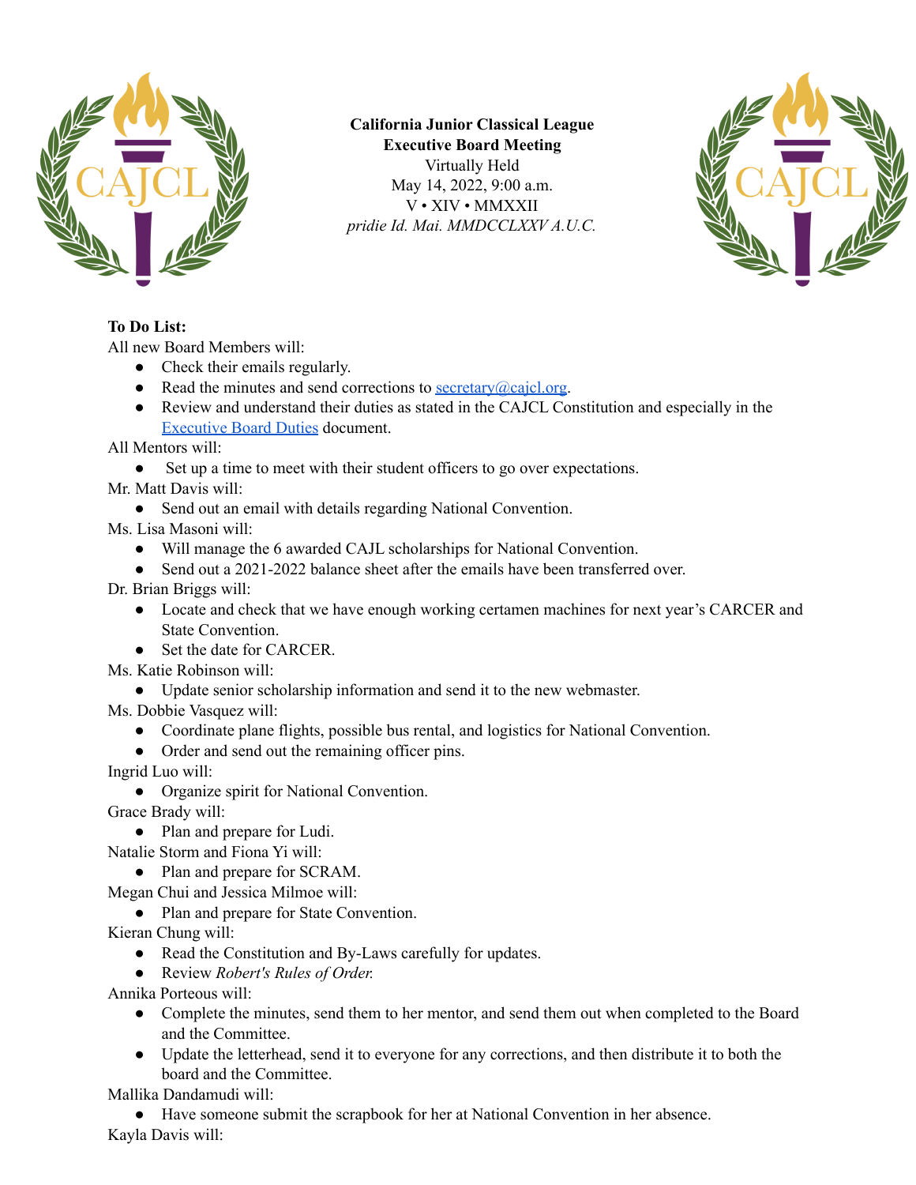**California Junior Classical League**
**Executive Board Meeting**
Virtually Held
May 14, 2022, 9:00 a.m.
V • XIV • MMXXII
*pridie Id. Mai. MMDCCLXXV A.U.C.*

**To Do List:**

All new Board Members will:

- Check their emails regularly.
- Read the minutes and send corrections to secretary@cajcl.org.
- Review and understand their duties as stated in the CAJCL Constitution and especially in the Executive Board Duties document.

All Mentors will:

- Set up a time to meet with their student officers to go over expectations.

Mr. Matt Davis will:

- Send out an email with details regarding National Convention.

Ms. Lisa Masoni will:

- Will manage the 6 awarded CAJL scholarships for National Convention.
- Send out a 2021-2022 balance sheet after the emails have been transferred over.

Dr. Brian Briggs will:

- Locate and check that we have enough working certamen machines for next year's CARCER and State Convention.
- Set the date for CARCER.

Ms. Katie Robinson will:

- Update senior scholarship information and send it to the new webmaster.

Ms. Dobbie Vasquez will:

- Coordinate plane flights, possible bus rental, and logistics for National Convention.
- Order and send out the remaining officer pins.

Ingrid Luo will:

- Organize spirit for National Convention.

Grace Brady will:

- Plan and prepare for Ludi.

Natalie Storm and Fiona Yi will:

- Plan and prepare for SCRAM.

Megan Chui and Jessica Milmoe will:

- Plan and prepare for State Convention.

Kieran Chung will:

- Read the Constitution and By-Laws carefully for updates.
- Review *Robert's Rules of Order.*

Annika Porteous will:

- Complete the minutes, send them to her mentor, and send them out when completed to the Board and the Committee.
- Update the letterhead, send it to everyone for any corrections, and then distribute it to both the board and the Committee.

Mallika Dandamudi will:

- Have someone submit the scrapbook for her at National Convention in her absence.

Kayla Davis will: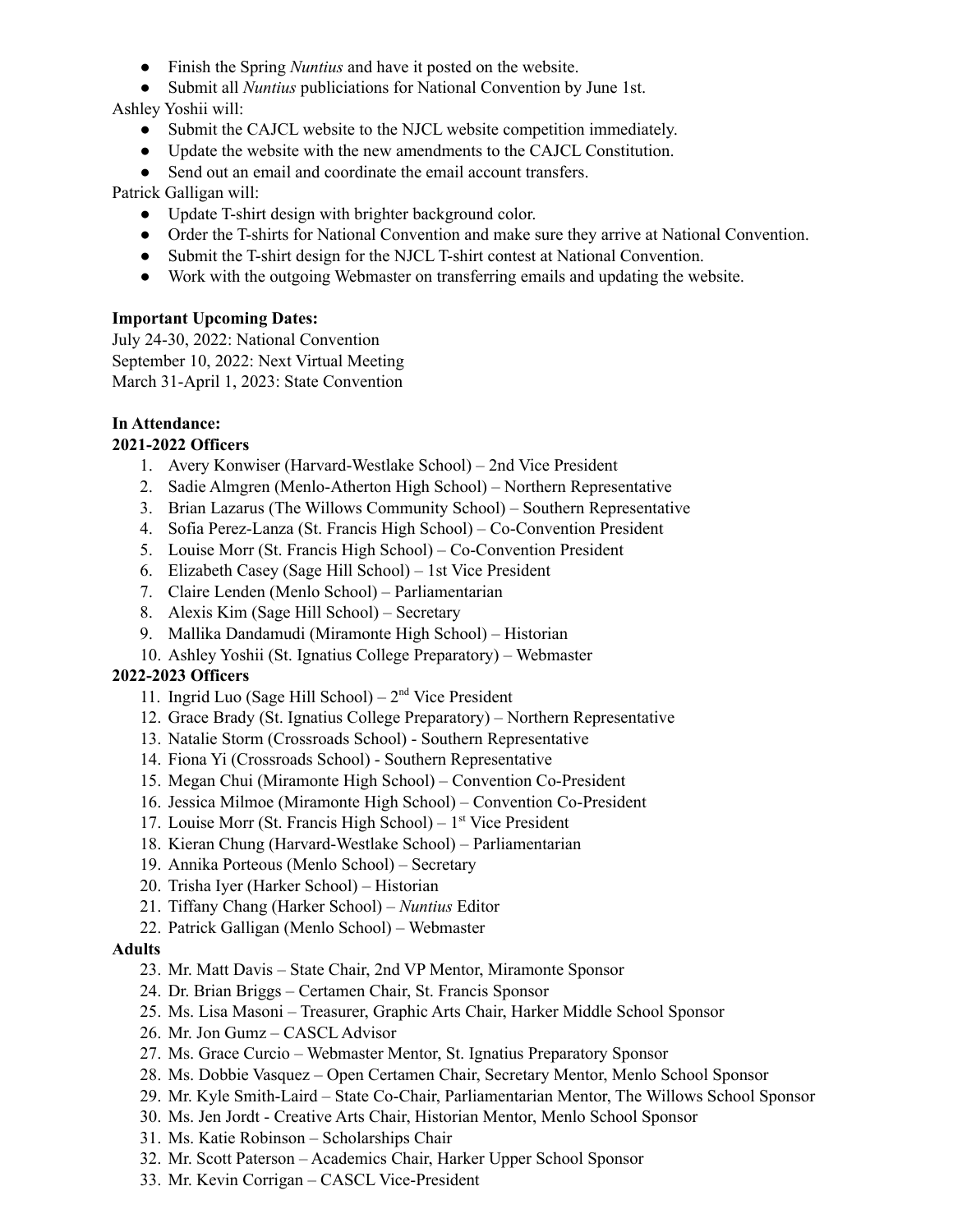- Finish the Spring *Nuntius* and have it posted on the website.
- Submit all *Nuntius* publiciations for National Convention by June 1st.

Ashley Yoshii will:

- Submit the CAJCL website to the NJCL website competition immediately.
- Update the website with the new amendments to the CAJCL Constitution.
- Send out an email and coordinate the email account transfers.

Patrick Galligan will:

- Update T-shirt design with brighter background color.
- Order the T-shirts for National Convention and make sure they arrive at National Convention.
- Submit the T-shirt design for the NJCL T-shirt contest at National Convention.
- Work with the outgoing Webmaster on transferring emails and updating the website.

**Important Upcoming Dates:**

July 24-30, 2022: National Convention
September 10, 2022: Next Virtual Meeting
March 31-April 1, 2023: State Convention

**In Attendance:**

**2021-2022 Officers**

1. Avery Konwiser (Harvard-Westlake School) – 2nd Vice President
2. Sadie Almgren (Menlo-Atherton High School) – Northern Representative
3. Brian Lazarus (The Willows Community School) – Southern Representative
4. Sofia Perez-Lanza (St. Francis High School) – Co-Convention President
5. Louise Morr (St. Francis High School) – Co-Convention President
6. Elizabeth Casey (Sage Hill School) – 1st Vice President
7. Claire Lenden (Menlo School) – Parliamentarian
8. Alexis Kim (Sage Hill School) – Secretary
9. Mallika Dandamudi (Miramonte High School) – Historian
10. Ashley Yoshii (St. Ignatius College Preparatory) – Webmaster

**2022-2023 Officers**

11. Ingrid Luo (Sage Hill School) – 2nd Vice President
12. Grace Brady (St. Ignatius College Preparatory) – Northern Representative
13. Natalie Storm (Crossroads School) - Southern Representative
14. Fiona Yi (Crossroads School) - Southern Representative
15. Megan Chui (Miramonte High School) – Convention Co-President
16. Jessica Milmoe (Miramonte High School) – Convention Co-President
17. Louise Morr (St. Francis High School) – 1st Vice President
18. Kieran Chung (Harvard-Westlake School) – Parliamentarian
19. Annika Porteous (Menlo School) – Secretary
20. Trisha Iyer (Harker School) – Historian
21. Tiffany Chang (Harker School) – *Nuntius* Editor
22. Patrick Galligan (Menlo School) – Webmaster

**Adults**

23. Mr. Matt Davis – State Chair, 2nd VP Mentor, Miramonte Sponsor
24. Dr. Brian Briggs – Certamen Chair, St. Francis Sponsor
25. Ms. Lisa Masoni – Treasurer, Graphic Arts Chair, Harker Middle School Sponsor
26. Mr. Jon Gumz – CASCL Advisor
27. Ms. Grace Curcio – Webmaster Mentor, St. Ignatius Preparatory Sponsor
28. Ms. Dobbie Vasquez – Open Certamen Chair, Secretary Mentor, Menlo School Sponsor
29. Mr. Kyle Smith-Laird – State Co-Chair, Parliamentarian Mentor, The Willows School Sponsor
30. Ms. Jen Jordt - Creative Arts Chair, Historian Mentor, Menlo School Sponsor
31. Ms. Katie Robinson – Scholarships Chair
32. Mr. Scott Paterson – Academics Chair, Harker Upper School Sponsor
33. Mr. Kevin Corrigan – CASCL Vice-President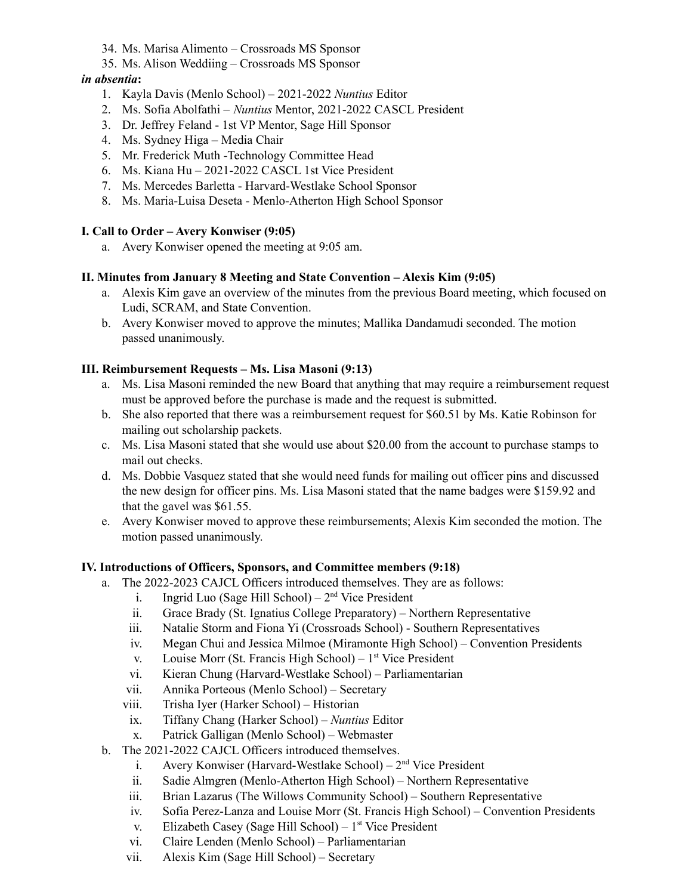34. Ms. Marisa Alimento – Crossroads MS Sponsor
35. Ms. Alison Weddiing – Crossroads MS Sponsor

***in absentia*:**

1. Kayla Davis (Menlo School) – 2021-2022 *Nuntius* Editor
2. Ms. Sofia Abolfathi – *Nuntius* Mentor, 2021-2022 CASCL President
3. Dr. Jeffrey Feland - 1st VP Mentor, Sage Hill Sponsor
4. Ms. Sydney Higa – Media Chair
5. Mr. Frederick Muth -Technology Committee Head
6. Ms. Kiana Hu – 2021-2022 CASCL 1st Vice President
7. Ms. Mercedes Barletta - Harvard-Westlake School Sponsor
8. Ms. Maria-Luisa Deseta - Menlo-Atherton High School Sponsor

**I. Call to Order – Avery Konwiser (9:05)**

a. Avery Konwiser opened the meeting at 9:05 am.

**II. Minutes from January 8 Meeting and State Convention – Alexis Kim (9:05)**

a. Alexis Kim gave an overview of the minutes from the previous Board meeting, which focused on Ludi, SCRAM, and State Convention.
b. Avery Konwiser moved to approve the minutes; Mallika Dandamudi seconded. The motion passed unanimously.

**III. Reimbursement Requests – Ms. Lisa Masoni (9:13)**

a. Ms. Lisa Masoni reminded the new Board that anything that may require a reimbursement request must be approved before the purchase is made and the request is submitted.
b. She also reported that there was a reimbursement request for $60.51 by Ms. Katie Robinson for mailing out scholarship packets.
c. Ms. Lisa Masoni stated that she would use about $20.00 from the account to purchase stamps to mail out checks.
d. Ms. Dobbie Vasquez stated that she would need funds for mailing out officer pins and discussed the new design for officer pins. Ms. Lisa Masoni stated that the name badges were $159.92 and that the gavel was $61.55.
e. Avery Konwiser moved to approve these reimbursements; Alexis Kim seconded the motion. The motion passed unanimously.

**IV. Introductions of Officers, Sponsors, and Committee members (9:18)**

a. The 2022-2023 CAJCL Officers introduced themselves. They are as follows:
   i. Ingrid Luo (Sage Hill School) – 2nd Vice President
   ii. Grace Brady (St. Ignatius College Preparatory) – Northern Representative
   iii. Natalie Storm and Fiona Yi (Crossroads School) - Southern Representatives
   iv. Megan Chui and Jessica Milmoe (Miramonte High School) – Convention Presidents
   v. Louise Morr (St. Francis High School) – 1st Vice President
   vi. Kieran Chung (Harvard-Westlake School) – Parliamentarian
   vii. Annika Porteous (Menlo School) – Secretary
   viii. Trisha Iyer (Harker School) – Historian
   ix. Tiffany Chang (Harker School) – *Nuntius* Editor
   x. Patrick Galligan (Menlo School) – Webmaster
b. The 2021-2022 CAJCL Officers introduced themselves.
   i. Avery Konwiser (Harvard-Westlake School) – 2nd Vice President
   ii. Sadie Almgren (Menlo-Atherton High School) – Northern Representative
   iii. Brian Lazarus (The Willows Community School) – Southern Representative
   iv. Sofia Perez-Lanza and Louise Morr (St. Francis High School) – Convention Presidents
   v. Elizabeth Casey (Sage Hill School) – 1st Vice President
   vi. Claire Lenden (Menlo School) – Parliamentarian
   vii. Alexis Kim (Sage Hill School) – Secretary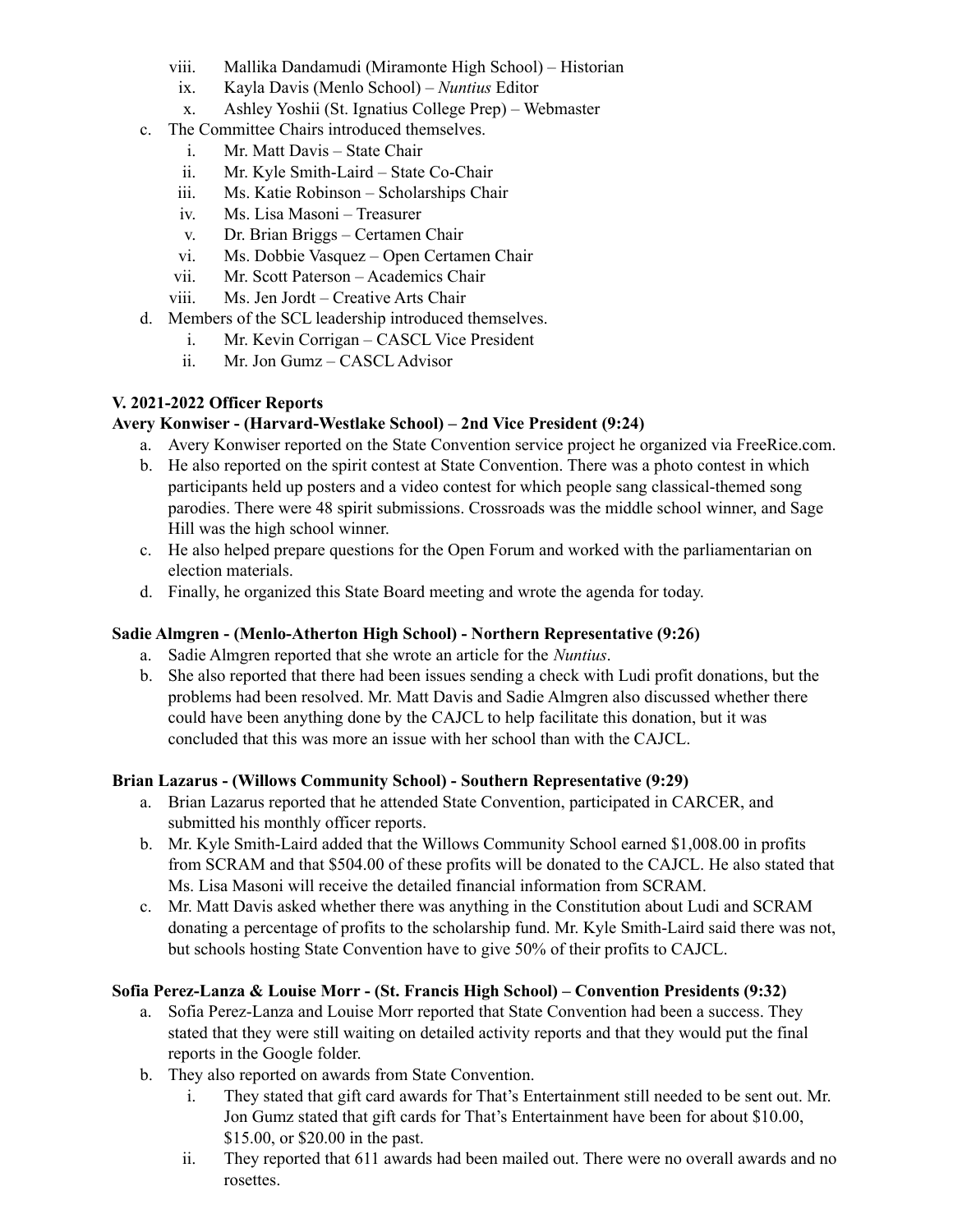viii. Mallika Dandamudi (Miramonte High School) – Historian
ix. Kayla Davis (Menlo School) – *Nuntius* Editor
x. Ashley Yoshii (St. Ignatius College Prep) – Webmaster

c. The Committee Chairs introduced themselves.
   i. Mr. Matt Davis – State Chair
   ii. Mr. Kyle Smith-Laird – State Co-Chair
   iii. Ms. Katie Robinson – Scholarships Chair
   iv. Ms. Lisa Masoni – Treasurer
   v. Dr. Brian Briggs – Certamen Chair
   vi. Ms. Dobbie Vasquez – Open Certamen Chair
   vii. Mr. Scott Paterson – Academics Chair
   viii. Ms. Jen Jordt – Creative Arts Chair

d. Members of the SCL leadership introduced themselves.
   i. Mr. Kevin Corrigan – CASCL Vice President
   ii. Mr. Jon Gumz – CASCL Advisor

**V. 2021-2022 Officer Reports**

**Avery Konwiser - (Harvard-Westlake School) – 2nd Vice President (9:24)**

a. Avery Konwiser reported on the State Convention service project he organized via FreeRice.com.
b. He also reported on the spirit contest at State Convention. There was a photo contest in which participants held up posters and a video contest for which people sang classical-themed song parodies. There were 48 spirit submissions. Crossroads was the middle school winner, and Sage Hill was the high school winner.
c. He also helped prepare questions for the Open Forum and worked with the parliamentarian on election materials.
d. Finally, he organized this State Board meeting and wrote the agenda for today.

**Sadie Almgren - (Menlo-Atherton High School) - Northern Representative (9:26)**

a. Sadie Almgren reported that she wrote an article for the *Nuntius*.
b. She also reported that there had been issues sending a check with Ludi profit donations, but the problems had been resolved. Mr. Matt Davis and Sadie Almgren also discussed whether there could have been anything done by the CAJCL to help facilitate this donation, but it was concluded that this was more an issue with her school than with the CAJCL.

**Brian Lazarus - (Willows Community School) - Southern Representative (9:29)**

a. Brian Lazarus reported that he attended State Convention, participated in CARCER, and submitted his monthly officer reports.
b. Mr. Kyle Smith-Laird added that the Willows Community School earned $1,008.00 in profits from SCRAM and that $504.00 of these profits will be donated to the CAJCL. He also stated that Ms. Lisa Masoni will receive the detailed financial information from SCRAM.
c. Mr. Matt Davis asked whether there was anything in the Constitution about Ludi and SCRAM donating a percentage of profits to the scholarship fund. Mr. Kyle Smith-Laird said there was not, but schools hosting State Convention have to give 50% of their profits to CAJCL.

**Sofia Perez-Lanza & Louise Morr - (St. Francis High School) – Convention Presidents (9:32)**

a. Sofia Perez-Lanza and Louise Morr reported that State Convention had been a success. They stated that they were still waiting on detailed activity reports and that they would put the final reports in the Google folder.
b. They also reported on awards from State Convention.
   i. They stated that gift card awards for That's Entertainment still needed to be sent out. Mr. Jon Gumz stated that gift cards for That's Entertainment have been for about $10.00, $15.00, or $20.00 in the past.
   ii. They reported that 611 awards had been mailed out. There were no overall awards and no rosettes.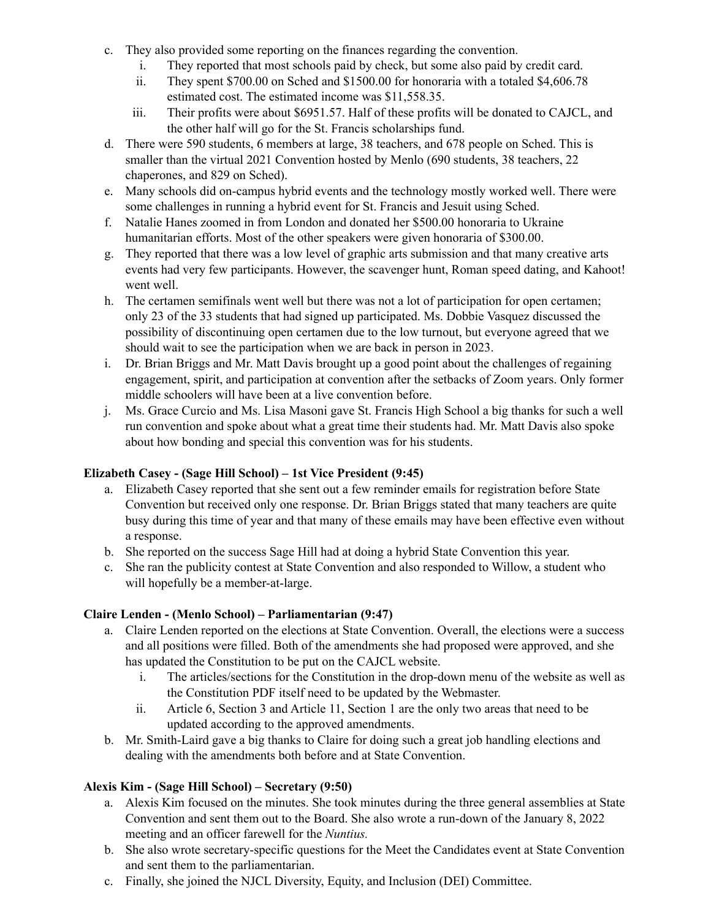c. They also provided some reporting on the finances regarding the convention.
    i. They reported that most schools paid by check, but some also paid by credit card.
    ii. They spent $700.00 on Sched and $1500.00 for honoraria with a totaled $4,606.78 estimated cost. The estimated income was $11,558.35.
    iii. Their profits were about $6951.57. Half of these profits will be donated to CAJCL, and the other half will go for the St. Francis scholarships fund.

d. There were 590 students, 6 members at large, 38 teachers, and 678 people on Sched. This is smaller than the virtual 2021 Convention hosted by Menlo (690 students, 38 teachers, 22 chaperones, and 829 on Sched).

e. Many schools did on-campus hybrid events and the technology mostly worked well. There were some challenges in running a hybrid event for St. Francis and Jesuit using Sched.

f. Natalie Hanes zoomed in from London and donated her $500.00 honoraria to Ukraine humanitarian efforts. Most of the other speakers were given honoraria of $300.00.

g. They reported that there was a low level of graphic arts submission and that many creative arts events had very few participants. However, the scavenger hunt, Roman speed dating, and Kahoot! went well.

h. The certamen semifinals went well but there was not a lot of participation for open certamen; only 23 of the 33 students that had signed up participated. Ms. Dobbie Vasquez discussed the possibility of discontinuing open certamen due to the low turnout, but everyone agreed that we should wait to see the participation when we are back in person in 2023.

i. Dr. Brian Briggs and Mr. Matt Davis brought up a good point about the challenges of regaining engagement, spirit, and participation at convention after the setbacks of Zoom years. Only former middle schoolers will have been at a live convention before.

j. Ms. Grace Curcio and Ms. Lisa Masoni gave St. Francis High School a big thanks for such a well run convention and spoke about what a great time their students had. Mr. Matt Davis also spoke about how bonding and special this convention was for his students.

**Elizabeth Casey - (Sage Hill School) – 1st Vice President (9:45)**

a. Elizabeth Casey reported that she sent out a few reminder emails for registration before State Convention but received only one response. Dr. Brian Briggs stated that many teachers are quite busy during this time of year and that many of these emails may have been effective even without a response.

b. She reported on the success Sage Hill had at doing a hybrid State Convention this year.

c. She ran the publicity contest at State Convention and also responded to Willow, a student who will hopefully be a member-at-large.

**Claire Lenden - (Menlo School) – Parliamentarian (9:47)**

a. Claire Lenden reported on the elections at State Convention. Overall, the elections were a success and all positions were filled. Both of the amendments she had proposed were approved, and she has updated the Constitution to be put on the CAJCL website.
    i. The articles/sections for the Constitution in the drop-down menu of the website as well as the Constitution PDF itself need to be updated by the Webmaster.
    ii. Article 6, Section 3 and Article 11, Section 1 are the only two areas that need to be updated according to the approved amendments.

b. Mr. Smith-Laird gave a big thanks to Claire for doing such a great job handling elections and dealing with the amendments both before and at State Convention.

**Alexis Kim - (Sage Hill School) – Secretary (9:50)**

a. Alexis Kim focused on the minutes. She took minutes during the three general assemblies at State Convention and sent them out to the Board. She also wrote a run-down of the January 8, 2022 meeting and an officer farewell for the *Nuntius.*

b. She also wrote secretary-specific questions for the Meet the Candidates event at State Convention and sent them to the parliamentarian.

c. Finally, she joined the NJCL Diversity, Equity, and Inclusion (DEI) Committee.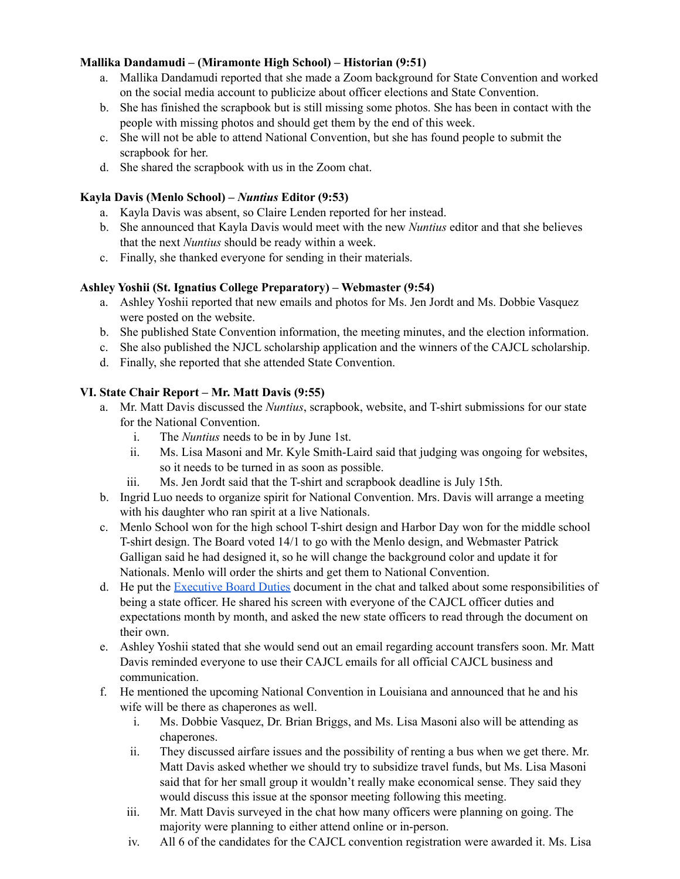**Mallika Dandamudi – (Miramonte High School) – Historian (9:51)**

a. Mallika Dandamudi reported that she made a Zoom background for State Convention and worked on the social media account to publicize about officer elections and State Convention.
b. She has finished the scrapbook but is still missing some photos. She has been in contact with the people with missing photos and should get them by the end of this week.
c. She will not be able to attend National Convention, but she has found people to submit the scrapbook for her.
d. She shared the scrapbook with us in the Zoom chat.

**Kayla Davis (Menlo School) – *Nuntius* Editor (9:53)**

a. Kayla Davis was absent, so Claire Lenden reported for her instead.
b. She announced that Kayla Davis would meet with the new *Nuntius* editor and that she believes that the next *Nuntius* should be ready within a week.
c. Finally, she thanked everyone for sending in their materials.

**Ashley Yoshii (St. Ignatius College Preparatory) – Webmaster (9:54)**

a. Ashley Yoshii reported that new emails and photos for Ms. Jen Jordt and Ms. Dobbie Vasquez were posted on the website.
b. She published State Convention information, the meeting minutes, and the election information.
c. She also published the NJCL scholarship application and the winners of the CAJCL scholarship.
d. Finally, she reported that she attended State Convention.

**VI. State Chair Report – Mr. Matt Davis (9:55)**

a. Mr. Matt Davis discussed the *Nuntius*, scrapbook, website, and T-shirt submissions for our state for the National Convention.
   i. The *Nuntius* needs to be in by June 1st.
   ii. Ms. Lisa Masoni and Mr. Kyle Smith-Laird said that judging was ongoing for websites, so it needs to be turned in as soon as possible.
   iii. Ms. Jen Jordt said that the T-shirt and scrapbook deadline is July 15th.
b. Ingrid Luo needs to organize spirit for National Convention. Mrs. Davis will arrange a meeting with his daughter who ran spirit at a live Nationals.
c. Menlo School won for the high school T-shirt design and Harbor Day won for the middle school T-shirt design. The Board voted 14/1 to go with the Menlo design, and Webmaster Patrick Galligan said he had designed it, so he will change the background color and update it for Nationals. Menlo will order the shirts and get them to National Convention.
d. He put the [Executive Board Duties]() document in the chat and talked about some responsibilities of being a state officer. He shared his screen with everyone of the CAJCL officer duties and expectations month by month, and asked the new state officers to read through the document on their own.
e. Ashley Yoshii stated that she would send out an email regarding account transfers soon. Mr. Matt Davis reminded everyone to use their CAJCL emails for all official CAJCL business and communication.
f. He mentioned the upcoming National Convention in Louisiana and announced that he and his wife will be there as chaperones as well.
   i. Ms. Dobbie Vasquez, Dr. Brian Briggs, and Ms. Lisa Masoni also will be attending as chaperones.
   ii. They discussed airfare issues and the possibility of renting a bus when we get there. Mr. Matt Davis asked whether we should try to subsidize travel funds, but Ms. Lisa Masoni said that for her small group it wouldn't really make economical sense. They said they would discuss this issue at the sponsor meeting following this meeting.
   iii. Mr. Matt Davis surveyed in the chat how many officers were planning on going. The majority were planning to either attend online or in-person.
   iv. All 6 of the candidates for the CAJCL convention registration were awarded it. Ms. Lisa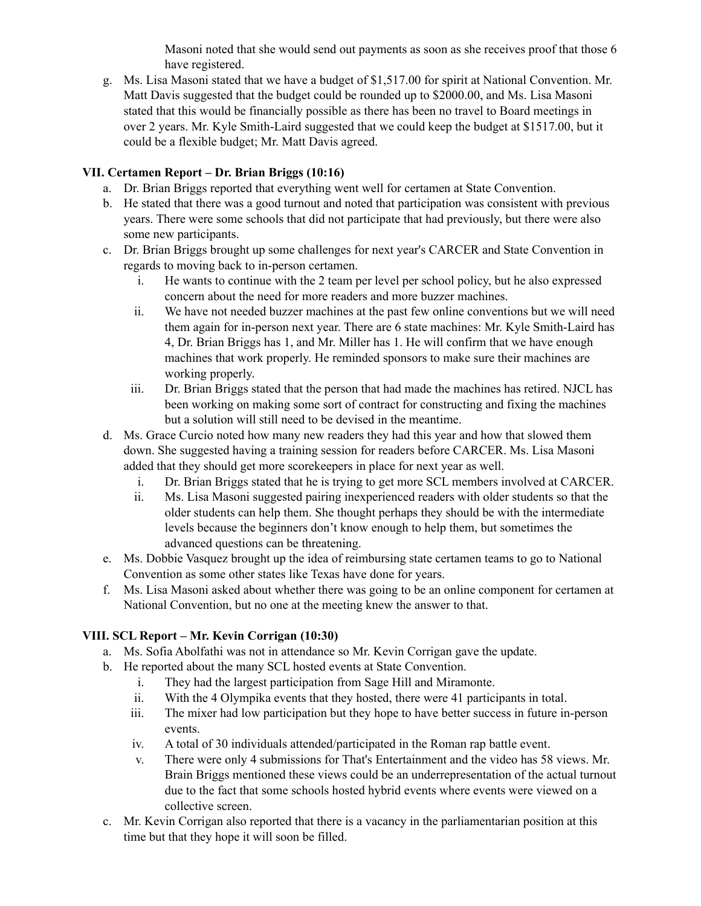Masoni noted that she would send out payments as soon as she receives proof that those 6 have registered.

g. Ms. Lisa Masoni stated that we have a budget of $1,517.00 for spirit at National Convention. Mr. Matt Davis suggested that the budget could be rounded up to $2000.00, and Ms. Lisa Masoni stated that this would be financially possible as there has been no travel to Board meetings in over 2 years. Mr. Kyle Smith-Laird suggested that we could keep the budget at $1517.00, but it could be a flexible budget; Mr. Matt Davis agreed.

**VII. Certamen Report – Dr. Brian Briggs (10:16)**

a. Dr. Brian Briggs reported that everything went well for certamen at State Convention.
b. He stated that there was a good turnout and noted that participation was consistent with previous years. There were some schools that did not participate that had previously, but there were also some new participants.
c. Dr. Brian Briggs brought up some challenges for next year's CARCER and State Convention in regards to moving back to in-person certamen.
    i. He wants to continue with the 2 team per level per school policy, but he also expressed concern about the need for more readers and more buzzer machines.
    ii. We have not needed buzzer machines at the past few online conventions but we will need them again for in-person next year. There are 6 state machines: Mr. Kyle Smith-Laird has 4, Dr. Brian Briggs has 1, and Mr. Miller has 1. He will confirm that we have enough machines that work properly. He reminded sponsors to make sure their machines are working properly.
    iii. Dr. Brian Briggs stated that the person that had made the machines has retired. NJCL has been working on making some sort of contract for constructing and fixing the machines but a solution will still need to be devised in the meantime.
d. Ms. Grace Curcio noted how many new readers they had this year and how that slowed them down. She suggested having a training session for readers before CARCER. Ms. Lisa Masoni added that they should get more scorekeepers in place for next year as well.
    i. Dr. Brian Briggs stated that he is trying to get more SCL members involved at CARCER.
    ii. Ms. Lisa Masoni suggested pairing inexperienced readers with older students so that the older students can help them. She thought perhaps they should be with the intermediate levels because the beginners don't know enough to help them, but sometimes the advanced questions can be threatening.
e. Ms. Dobbie Vasquez brought up the idea of reimbursing state certamen teams to go to National Convention as some other states like Texas have done for years.
f. Ms. Lisa Masoni asked about whether there was going to be an online component for certamen at National Convention, but no one at the meeting knew the answer to that.

**VIII. SCL Report – Mr. Kevin Corrigan (10:30)**

a. Ms. Sofia Abolfathi was not in attendance so Mr. Kevin Corrigan gave the update.
b. He reported about the many SCL hosted events at State Convention.
    i. They had the largest participation from Sage Hill and Miramonte.
    ii. With the 4 Olympika events that they hosted, there were 41 participants in total.
    iii. The mixer had low participation but they hope to have better success in future in-person events.
    iv. A total of 30 individuals attended/participated in the Roman rap battle event.
    v. There were only 4 submissions for That's Entertainment and the video has 58 views. Mr. Brain Briggs mentioned these views could be an underrepresentation of the actual turnout due to the fact that some schools hosted hybrid events where events were viewed on a collective screen.
c. Mr. Kevin Corrigan also reported that there is a vacancy in the parliamentarian position at this time but that they hope it will soon be filled.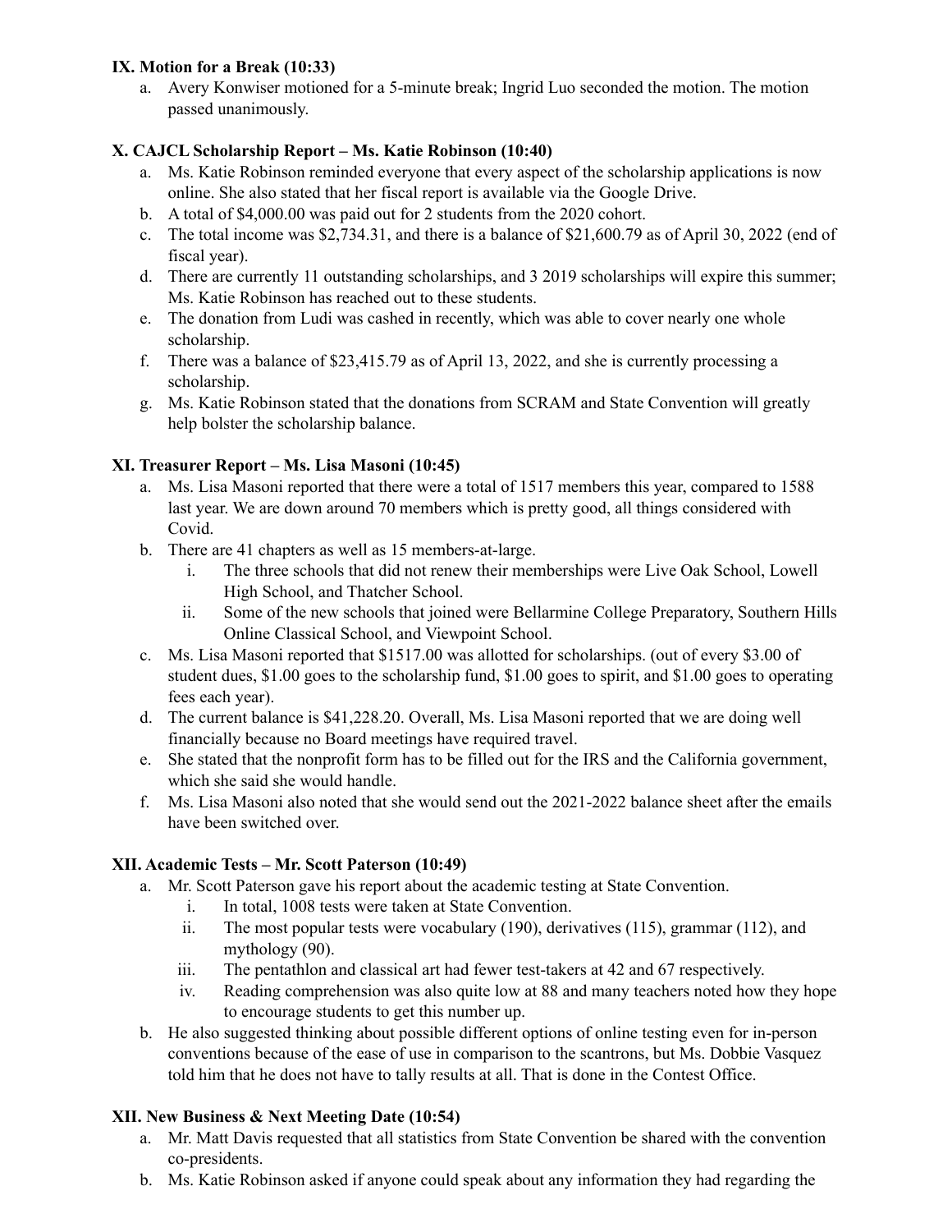**IX. Motion for a Break (10:33)**

a. Avery Konwiser motioned for a 5-minute break; Ingrid Luo seconded the motion. The motion passed unanimously.

**X. CAJCL Scholarship Report – Ms. Katie Robinson (10:40)**

a. Ms. Katie Robinson reminded everyone that every aspect of the scholarship applications is now online. She also stated that her fiscal report is available via the Google Drive.
b. A total of $4,000.00 was paid out for 2 students from the 2020 cohort.
c. The total income was $2,734.31, and there is a balance of $21,600.79 as of April 30, 2022 (end of fiscal year).
d. There are currently 11 outstanding scholarships, and 3 2019 scholarships will expire this summer; Ms. Katie Robinson has reached out to these students.
e. The donation from Ludi was cashed in recently, which was able to cover nearly one whole scholarship.
f. There was a balance of $23,415.79 as of April 13, 2022, and she is currently processing a scholarship.
g. Ms. Katie Robinson stated that the donations from SCRAM and State Convention will greatly help bolster the scholarship balance.

**XI. Treasurer Report – Ms. Lisa Masoni (10:45)**

a. Ms. Lisa Masoni reported that there were a total of 1517 members this year, compared to 1588 last year. We are down around 70 members which is pretty good, all things considered with Covid.
b. There are 41 chapters as well as 15 members-at-large.
   i. The three schools that did not renew their memberships were Live Oak School, Lowell High School, and Thatcher School.
   ii. Some of the new schools that joined were Bellarmine College Preparatory, Southern Hills Online Classical School, and Viewpoint School.
c. Ms. Lisa Masoni reported that $1517.00 was allotted for scholarships. (out of every $3.00 of student dues, $1.00 goes to the scholarship fund, $1.00 goes to spirit, and $1.00 goes to operating fees each year).
d. The current balance is $41,228.20. Overall, Ms. Lisa Masoni reported that we are doing well financially because no Board meetings have required travel.
e. She stated that the nonprofit form has to be filled out for the IRS and the California government, which she said she would handle.
f. Ms. Lisa Masoni also noted that she would send out the 2021-2022 balance sheet after the emails have been switched over.

**XII. Academic Tests – Mr. Scott Paterson (10:49)**

a. Mr. Scott Paterson gave his report about the academic testing at State Convention.
   i. In total, 1008 tests were taken at State Convention.
   ii. The most popular tests were vocabulary (190), derivatives (115), grammar (112), and mythology (90).
   iii. The pentathlon and classical art had fewer test-takers at 42 and 67 respectively.
   iv. Reading comprehension was also quite low at 88 and many teachers noted how they hope to encourage students to get this number up.
b. He also suggested thinking about possible different options of online testing even for in-person conventions because of the ease of use in comparison to the scantrons, but Ms. Dobbie Vasquez told him that he does not have to tally results at all. That is done in the Contest Office.

**XII. New Business & Next Meeting Date (10:54)**

a. Mr. Matt Davis requested that all statistics from State Convention be shared with the convention co-presidents.
b. Ms. Katie Robinson asked if anyone could speak about any information they had regarding the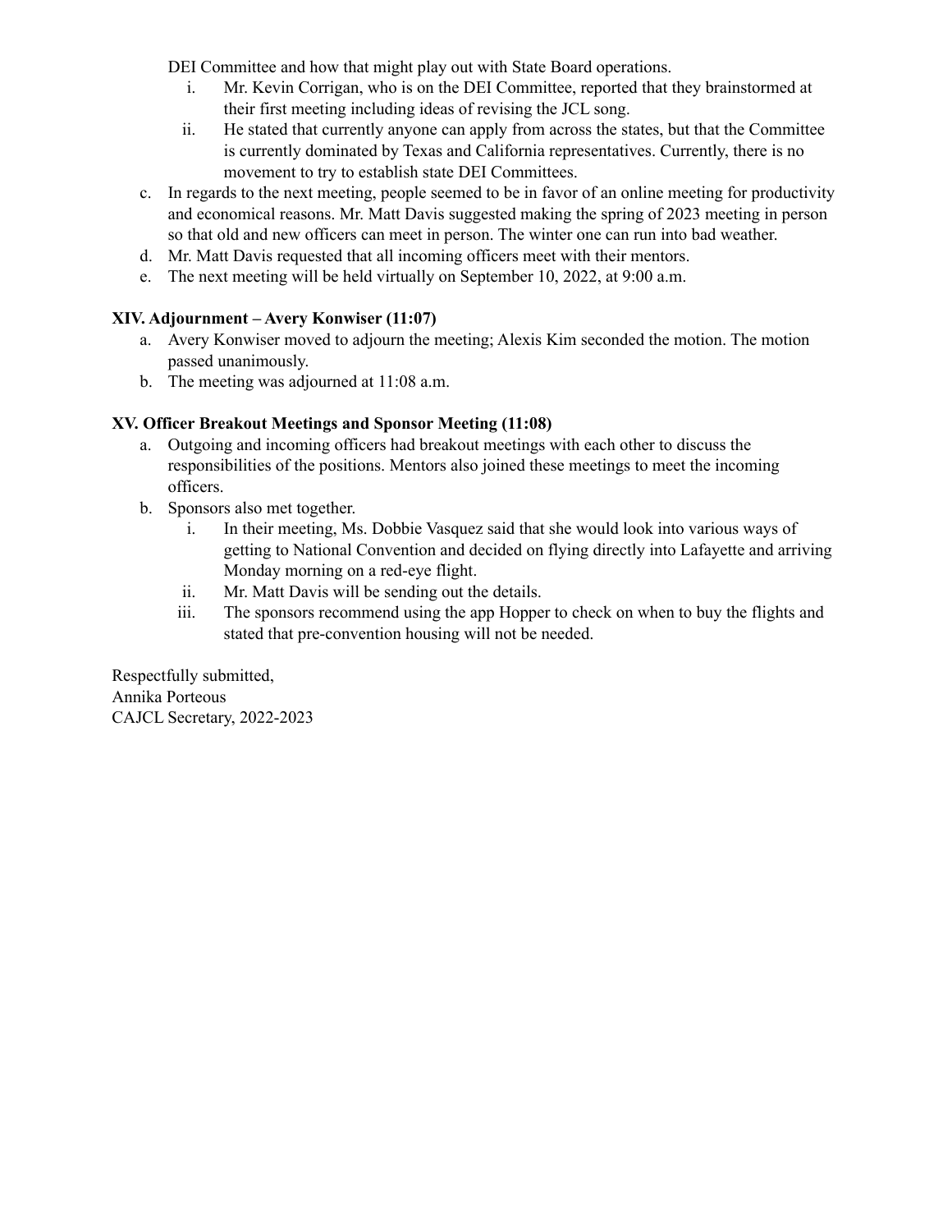DEI Committee and how that might play out with State Board operations.

    i. Mr. Kevin Corrigan, who is on the DEI Committee, reported that they brainstormed at their first meeting including ideas of revising the JCL song.
    ii. He stated that currently anyone can apply from across the states, but that the Committee is currently dominated by Texas and California representatives. Currently, there is no movement to try to establish state DEI Committees.

c. In regards to the next meeting, people seemed to be in favor of an online meeting for productivity and economical reasons. Mr. Matt Davis suggested making the spring of 2023 meeting in person so that old and new officers can meet in person. The winter one can run into bad weather.
d. Mr. Matt Davis requested that all incoming officers meet with their mentors.
e. The next meeting will be held virtually on September 10, 2022, at 9:00 a.m.

**XIV. Adjournment – Avery Konwiser (11:07)**

a. Avery Konwiser moved to adjourn the meeting; Alexis Kim seconded the motion. The motion passed unanimously.
b. The meeting was adjourned at 11:08 a.m.

**XV. Officer Breakout Meetings and Sponsor Meeting (11:08)**

a. Outgoing and incoming officers had breakout meetings with each other to discuss the responsibilities of the positions. Mentors also joined these meetings to meet the incoming officers.
b. Sponsors also met together.
    i. In their meeting, Ms. Dobbie Vasquez said that she would look into various ways of getting to National Convention and decided on flying directly into Lafayette and arriving Monday morning on a red-eye flight.
    ii. Mr. Matt Davis will be sending out the details.
    iii. The sponsors recommend using the app Hopper to check on when to buy the flights and stated that pre-convention housing will not be needed.

Respectfully submitted,
Annika Porteous
CAJCL Secretary, 2022-2023